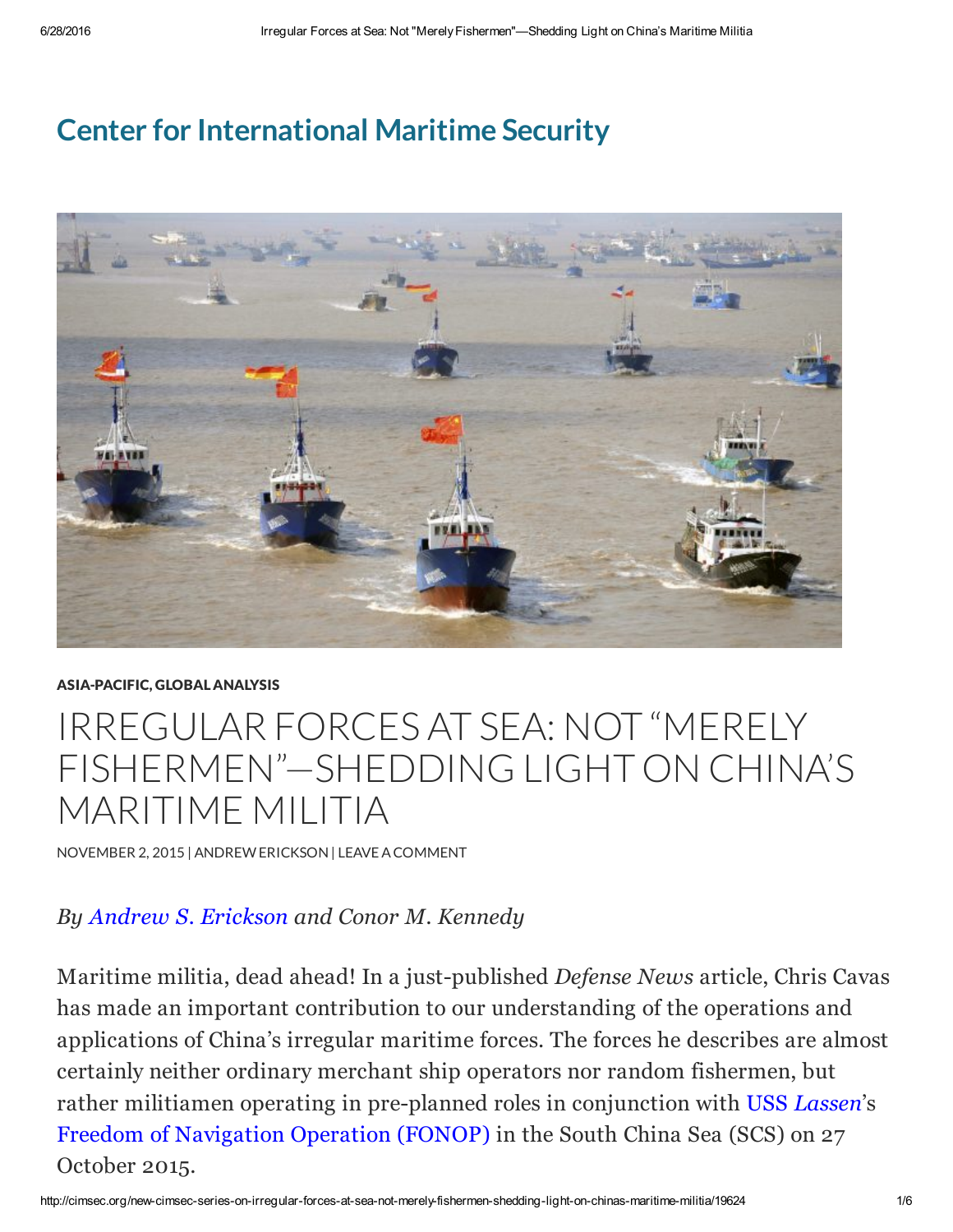# Center for International Maritime Security

ASIA-PACIFIC, GLOBAL ANALYSIS

## IRREGULAR FORCES AT SEA: NOT "MERELY FISHERMEN"—SHEDDING LIGHT ON CHINA'S MARITIME MILITIA

NOVEMBER 2, 2015 | ANDREW ERICKSON | LEAVE A COMMENT

*By Andrew S. Erickson and Conor M. Kennedy*

Maritime militia, dead ahead! In a just-published *Defense News* article, Chris Cavas has made an important contribution to our understanding of the operations and applications of China's irregular maritime forces. The forces he describes are almost certainly neither ordinary merchant ship operators nor random fishermen, but rather militiamen operating in pre-planned roles in conjunction with USS *Lassen*'s Freedom of Navigation Operation (FONOP) in the South China Sea (SCS) on 27 October 2015.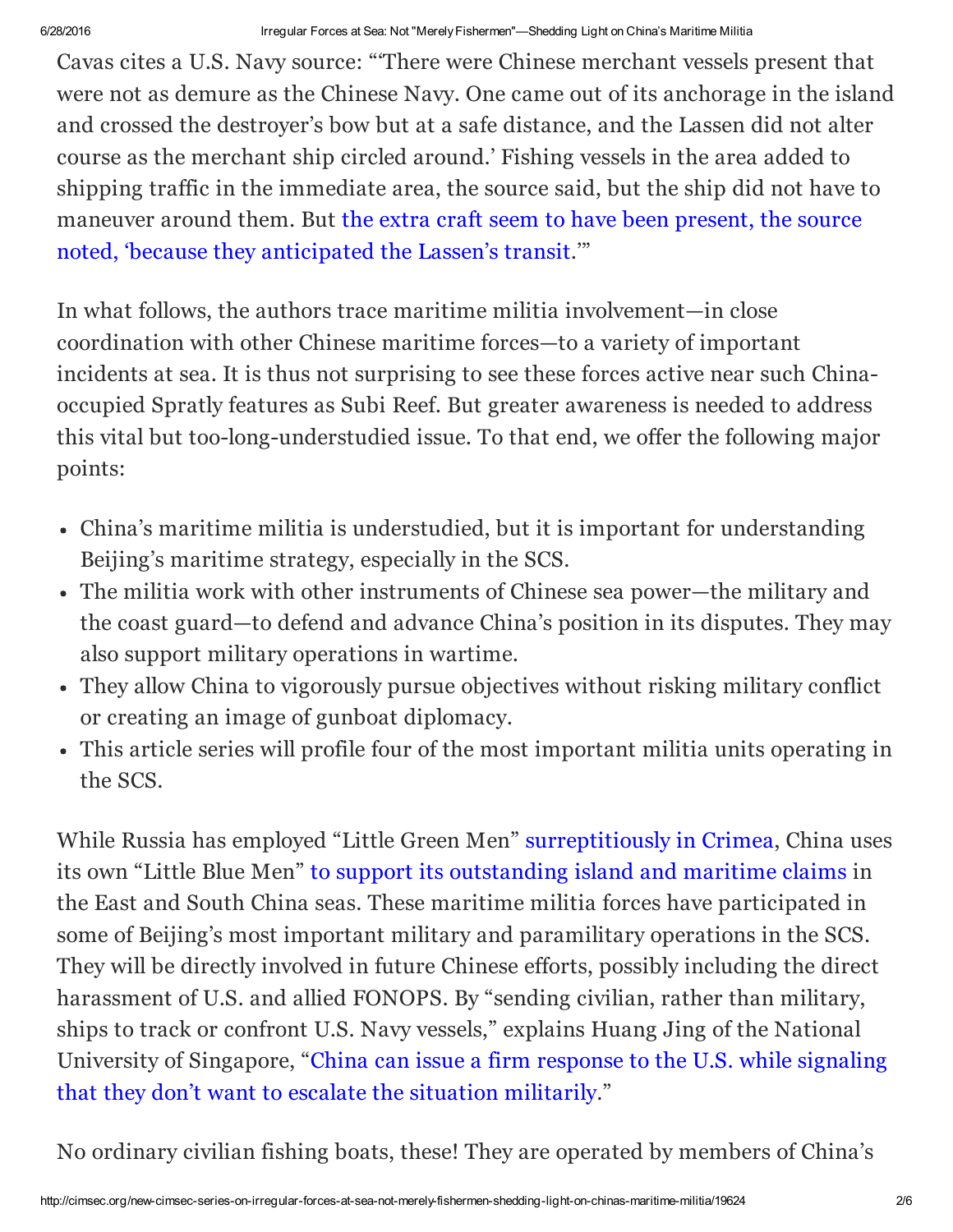Cavas cites a U.S. Navy source: "'There were Chinese merchant vessels present that were not as demure as the Chinese Navy. One came out of its anchorage in the island and crossed the destroyer's bow but at a safe distance, and the Lassen did not alter course as the merchant ship circled around.' Fishing vessels in the area added to shipping traffic in the immediate area, the source said, but the ship did not have to maneuver around them. But the extra craft seem to have been present, the source noted, 'because they anticipated the Lassen's transit.'"

In what follows, the authors trace maritime militia involvement—in close coordination with other Chinese maritime forces—to a variety of important incidents at sea. It is thus not surprising to see these forces active near such China-occupied Spratly features as Subi Reef. But greater awareness is needed to address this vital but too-long-understudied issue. To that end, we offer the following major points:

- China's maritime militia is understudied, but it is important for understanding Beijing's maritime strategy, especially in the SCS.
- The militia work with other instruments of Chinese sea power—the military and the coast guard—to defend and advance China's position in its disputes. They may also support military operations in wartime.
- They allow China to vigorously pursue objectives without risking military conflict or creating an image of gunboat diplomacy.
- This article series will profile four of the most important militia units operating in the SCS.

While Russia has employed "Little Green Men" surreptitiously in Crimea, China uses its own "Little Blue Men" to support its outstanding island and maritime claims in the East and South China seas. These maritime militia forces have participated in some of Beijing's most important military and paramilitary operations in the SCS. They will be directly involved in future Chinese efforts, possibly including the direct harassment of U.S. and allied FONOPS. By "sending civilian, rather than military, ships to track or confront U.S. Navy vessels," explains Huang Jing of the National University of Singapore, "China can issue a firm response to the U.S. while signaling that they don't want to escalate the situation militarily."

No ordinary civilian fishing boats, these! They are operated by members of China's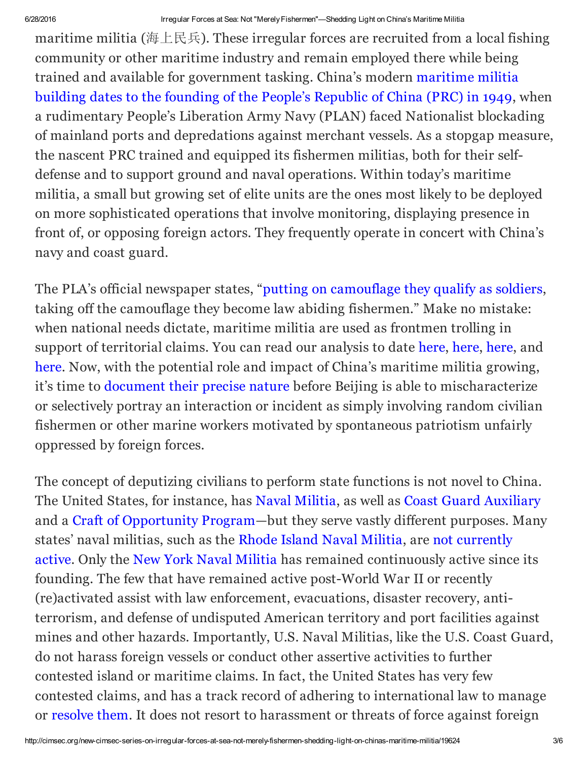maritime militia (海上民兵). These irregular forces are recruited from a local fishing community or other maritime industry and remain employed there while being trained and available for government tasking. China's modern maritime militia building dates to the founding of the People's Republic of China (PRC) in 1949, when a rudimentary People's Liberation Army Navy (PLAN) faced Nationalist blockading of mainland ports and depredations against merchant vessels. As a stopgap measure, the nascent PRC trained and equipped its fishermen militias, both for their self-defense and to support ground and naval operations. Within today's maritime militia, a small but growing set of elite units are the ones most likely to be deployed on more sophisticated operations that involve monitoring, displaying presence in front of, or opposing foreign actors. They frequently operate in concert with China's navy and coast guard.

The PLA's official newspaper states, "putting on camouflage they qualify as soldiers, taking off the camouflage they become law abiding fishermen." Make no mistake: when national needs dictate, maritime militia are used as frontmen trolling in support of territorial claims. You can read our analysis to date here, here, here, and here. Now, with the potential role and impact of China's maritime militia growing, it's time to document their precise nature before Beijing is able to mischaracterize or selectively portray an interaction or incident as simply involving random civilian fishermen or other marine workers motivated by spontaneous patriotism unfairly oppressed by foreign forces.

The concept of deputizing civilians to perform state functions is not novel to China. The United States, for instance, has Naval Militia, as well as Coast Guard Auxiliary and a Craft of Opportunity Program—but they serve vastly different purposes. Many states' naval militias, such as the Rhode Island Naval Militia, are not currently active. Only the New York Naval Militia has remained continuously active since its founding. The few that have remained active post-World War II or recently (re)activated assist with law enforcement, evacuations, disaster recovery, anti-terrorism, and defense of undisputed American territory and port facilities against mines and other hazards. Importantly, U.S. Naval Militias, like the U.S. Coast Guard, do not harass foreign vessels or conduct other assertive activities to further contested island or maritime claims. In fact, the United States has very few contested claims, and has a track record of adhering to international law to manage or resolve them. It does not resort to harassment or threats of force against foreign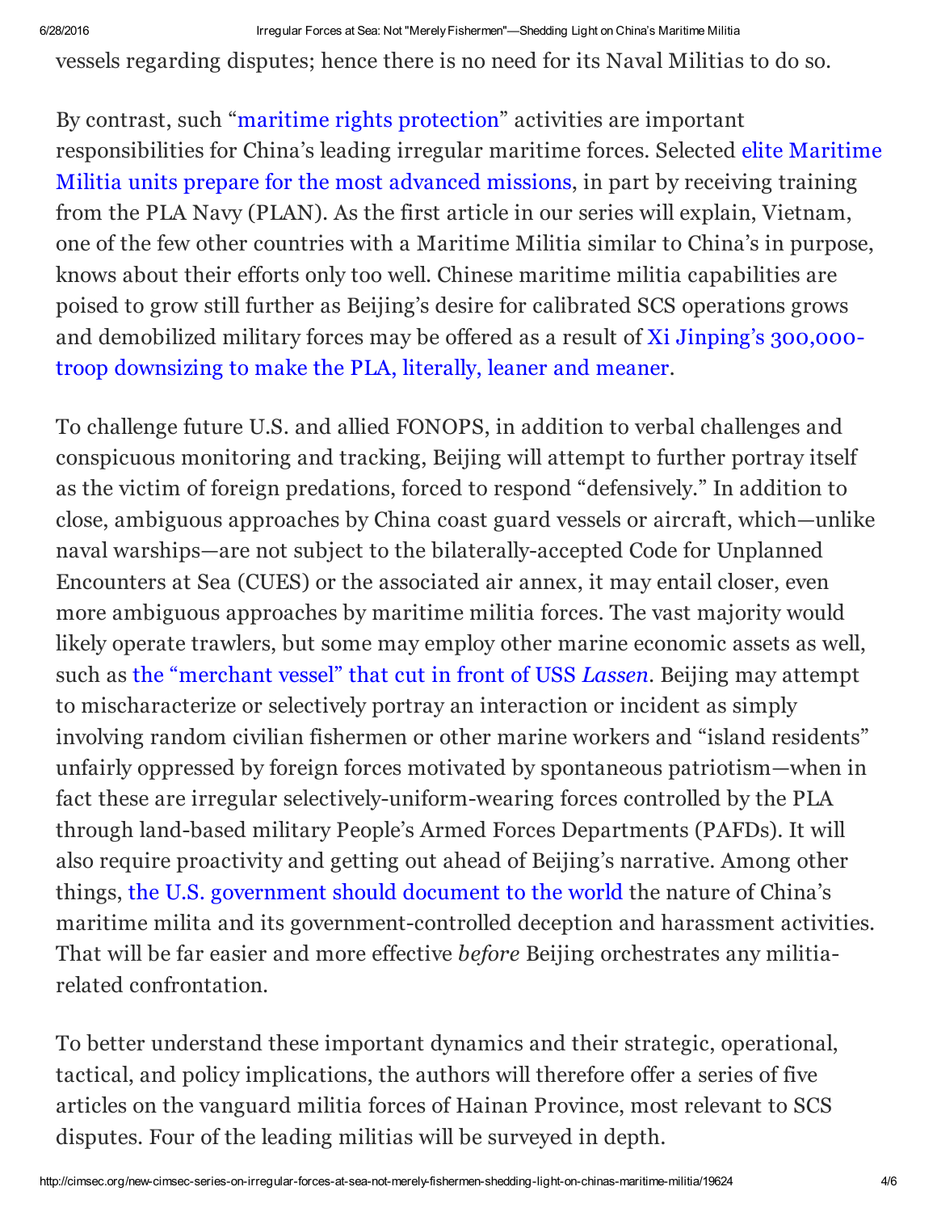vessels regarding disputes; hence there is no need for its Naval Militias to do so.

By contrast, such "maritime rights protection" activities are important responsibilities for China's leading irregular maritime forces. Selected elite Maritime Militia units prepare for the most advanced missions, in part by receiving training from the PLA Navy (PLAN). As the first article in our series will explain, Vietnam, one of the few other countries with a Maritime Militia similar to China's in purpose, knows about their efforts only too well. Chinese maritime militia capabilities are poised to grow still further as Beijing's desire for calibrated SCS operations grows and demobilized military forces may be offered as a result of Xi Jinping's 300,000-troop downsizing to make the PLA, literally, leaner and meaner.

To challenge future U.S. and allied FONOPS, in addition to verbal challenges and conspicuous monitoring and tracking, Beijing will attempt to further portray itself as the victim of foreign predations, forced to respond "defensively." In addition to close, ambiguous approaches by China coast guard vessels or aircraft, which—unlike naval warships—are not subject to the bilaterally-accepted Code for Unplanned Encounters at Sea (CUES) or the associated air annex, it may entail closer, even more ambiguous approaches by maritime militia forces. The vast majority would likely operate trawlers, but some may employ other marine economic assets as well, such as the "merchant vessel" that cut in front of USS *Lassen*. Beijing may attempt to mischaracterize or selectively portray an interaction or incident as simply involving random civilian fishermen or other marine workers and "island residents" unfairly oppressed by foreign forces motivated by spontaneous patriotism—when in fact these are irregular selectively-uniform-wearing forces controlled by the PLA through land-based military People's Armed Forces Departments (PAFDs). It will also require proactivity and getting out ahead of Beijing's narrative. Among other things, the U.S. government should document to the world the nature of China's maritime milita and its government-controlled deception and harassment activities. That will be far easier and more effective *before* Beijing orchestrates any militia-related confrontation.

To better understand these important dynamics and their strategic, operational, tactical, and policy implications, the authors will therefore offer a series of five articles on the vanguard militia forces of Hainan Province, most relevant to SCS disputes. Four of the leading militias will be surveyed in depth.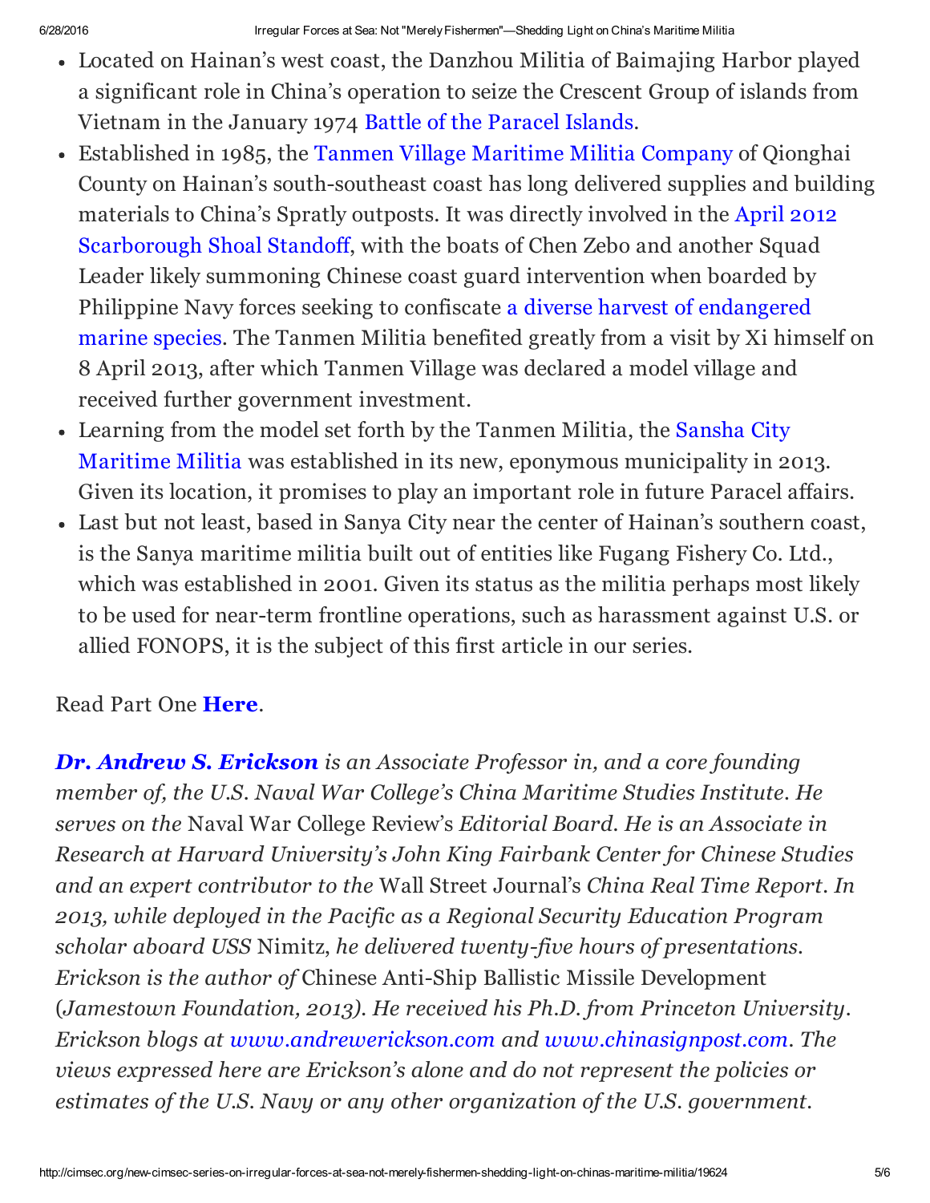- Located on Hainan's west coast, the Danzhou Militia of Baimajing Harbor played a significant role in China's operation to seize the Crescent Group of islands from Vietnam in the January 1974 Battle of the Paracel Islands.
- Established in 1985, the Tanmen Village Maritime Militia Company of Qionghai County on Hainan's south-southeast coast has long delivered supplies and building materials to China's Spratly outposts. It was directly involved in the April 2012 Scarborough Shoal Standoff, with the boats of Chen Zebo and another Squad Leader likely summoning Chinese coast guard intervention when boarded by Philippine Navy forces seeking to confiscate a diverse harvest of endangered marine species. The Tanmen Militia benefited greatly from a visit by Xi himself on 8 April 2013, after which Tanmen Village was declared a model village and received further government investment.
- Learning from the model set forth by the Tanmen Militia, the Sansha City Maritime Militia was established in its new, eponymous municipality in 2013. Given its location, it promises to play an important role in future Paracel affairs.
- Last but not least, based in Sanya City near the center of Hainan's southern coast, is the Sanya maritime militia built out of entities like Fugang Fishery Co. Ltd., which was established in 2001. Given its status as the militia perhaps most likely to be used for near-term frontline operations, such as harassment against U.S. or allied FONOPS, it is the subject of this first article in our series.

Read Part One **Here**.

***Dr. Andrew S. Erickson*** *is an Associate Professor in, and a core founding member of, the U.S. Naval War College's China Maritime Studies Institute. He serves on the* Naval War College Review's *Editorial Board. He is an Associate in Research at Harvard University's John King Fairbank Center for Chinese Studies and an expert contributor to the* Wall Street Journal's *China Real Time Report. In 2013, while deployed in the Pacific as a Regional Security Education Program scholar aboard USS* Nimitz, *he delivered twenty-five hours of presentations. Erickson is the author of* Chinese Anti-Ship Ballistic Missile Development (*Jamestown Foundation, 2013). He received his Ph.D. from Princeton University. Erickson blogs at www.andrewerickson.com and www.chinasignpost.com. The views expressed here are Erickson's alone and do not represent the policies or estimates of the U.S. Navy or any other organization of the U.S. government.*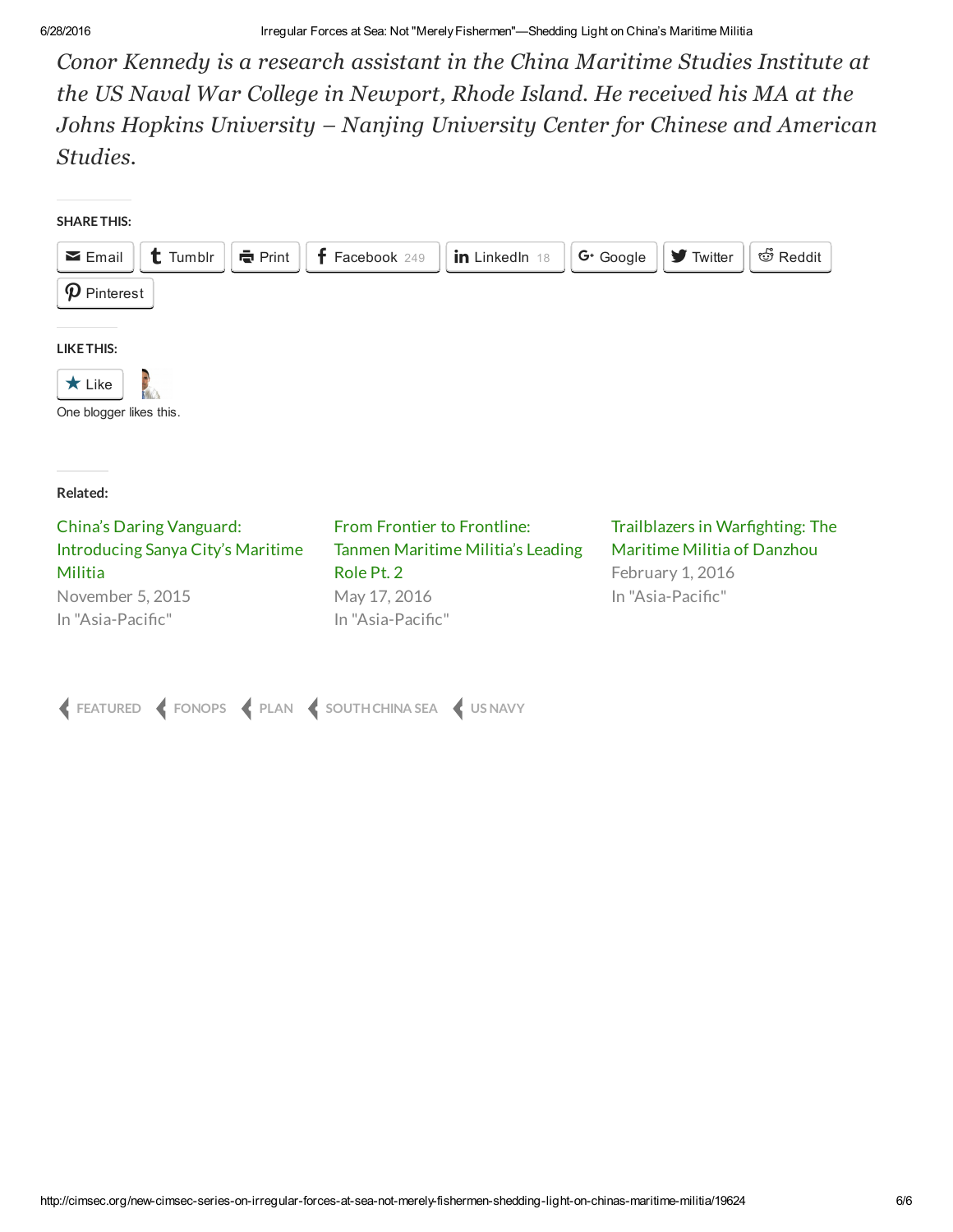*Conor Kennedy is a research assistant in the China Maritime Studies Institute at the US Naval War College in Newport, Rhode Island. He received his MA at the Johns Hopkins University – Nanjing University Center for Chinese and American Studies.*

**SHARE THIS:**

Email | Tumblr | Print | Facebook 249 | LinkedIn 18 | Google | Twitter | Reddit | Pinterest

**LIKE THIS:**

Like

One blogger likes this.

**Related:**

China's Daring Vanguard: Introducing Sanya City's Maritime Militia
November 5, 2015
In "Asia-Pacific"

From Frontier to Frontline: Tanmen Maritime Militia's Leading Role Pt. 2
May 17, 2016
In "Asia-Pacific"

Trailblazers in Warfighting: The Maritime Militia of Danzhou
February 1, 2016
In "Asia-Pacific"

FEATURED | FONOPS | PLAN | SOUTH CHINA SEA | US NAVY